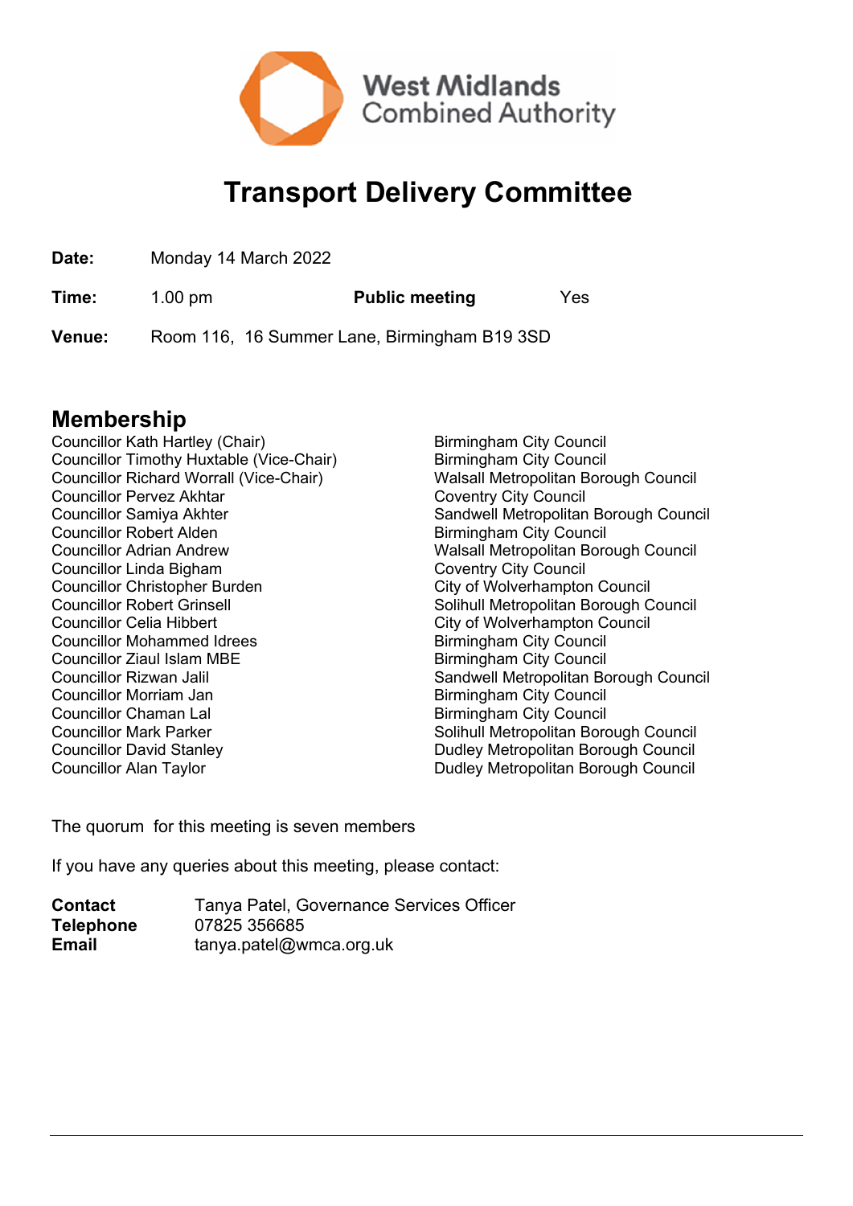West Midlands Combined Authority

# Transport Delivery Committee

| | | | |
|---|---|---|---|
| **Date:** | Monday 14 March 2022 | | |
| **Time:** | 1.00 pm | **Public meeting** | Yes |
| **Venue:** | Room 116, 16 Summer Lane, Birmingham B19 3SD | | |

## Membership

| | |
|---|---|
| Councillor Kath Hartley (Chair) | Birmingham City Council |
| Councillor Timothy Huxtable (Vice-Chair) | Birmingham City Council |
| Councillor Richard Worrall (Vice-Chair) | Walsall Metropolitan Borough Council |
| Councillor Pervez Akhtar | Coventry City Council |
| Councillor Samiya Akhter | Sandwell Metropolitan Borough Council |
| Councillor Robert Alden | Birmingham City Council |
| Councillor Adrian Andrew | Walsall Metropolitan Borough Council |
| Councillor Linda Bigham | Coventry City Council |
| Councillor Christopher Burden | City of Wolverhampton Council |
| Councillor Robert Grinsell | Solihull Metropolitan Borough Council |
| Councillor Celia Hibbert | City of Wolverhampton Council |
| Councillor Mohammed Idrees | Birmingham City Council |
| Councillor Ziaul Islam MBE | Birmingham City Council |
| Councillor Rizwan Jalil | Sandwell Metropolitan Borough Council |
| Councillor Morriam Jan | Birmingham City Council |
| Councillor Chaman Lal | Birmingham City Council |
| Councillor Mark Parker | Solihull Metropolitan Borough Council |
| Councillor David Stanley | Dudley Metropolitan Borough Council |
| Councillor Alan Taylor | Dudley Metropolitan Borough Council |

The quorum for this meeting is seven members

If you have any queries about this meeting, please contact:

| | |
|---|---|
| **Contact** | Tanya Patel, Governance Services Officer |
| **Telephone** | 07825 356685 |
| **Email** | tanya.patel@wmca.org.uk |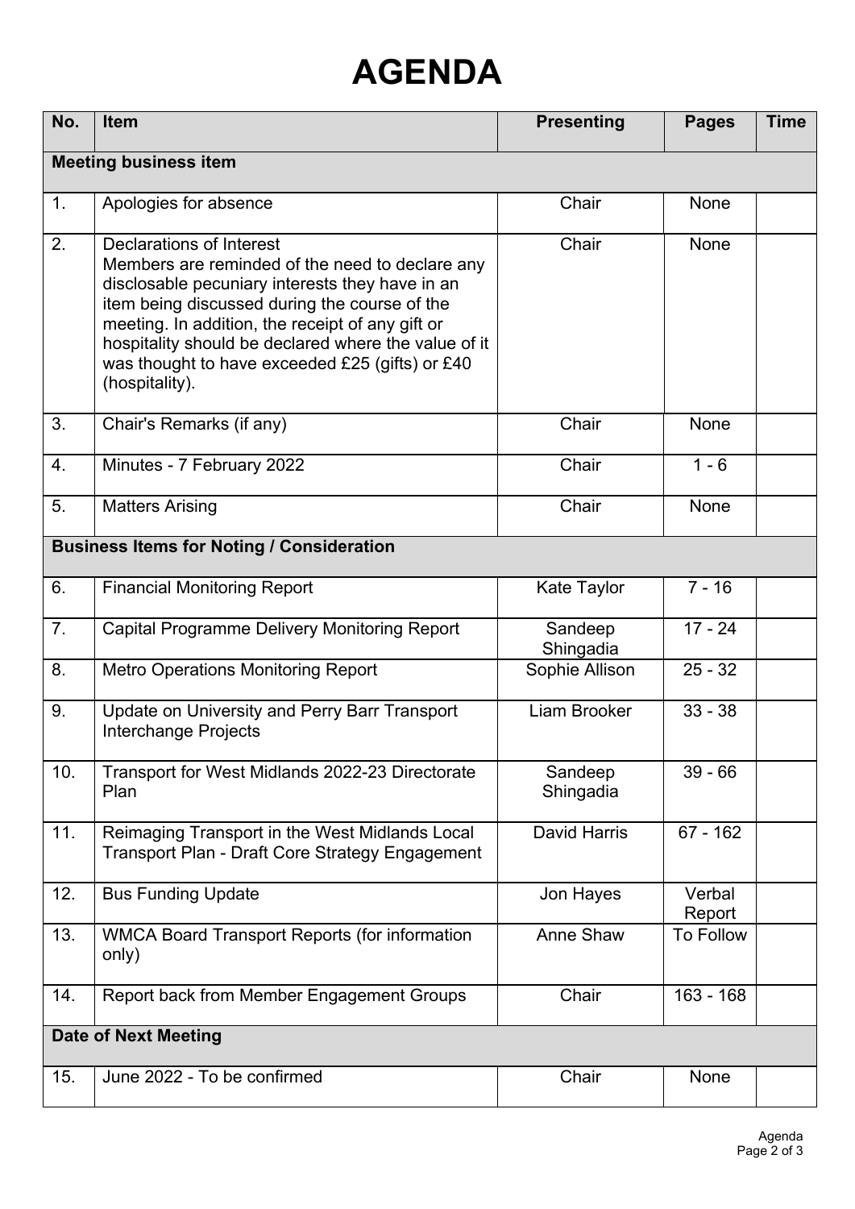# AGENDA

| No. | Item | Presenting | Pages | Time |
|---|---|---|---|---|
| **Meeting business item** | | | | |
| 1. | Apologies for absence | Chair | None | |
| 2. | Declarations of Interest<br>Members are reminded of the need to declare any disclosable pecuniary interests they have in an item being discussed during the course of the meeting. In addition, the receipt of any gift or hospitality should be declared where the value of it was thought to have exceeded £25 (gifts) or £40 (hospitality). | Chair | None | |
| 3. | Chair's Remarks (if any) | Chair | None | |
| 4. | Minutes - 7 February 2022 | Chair | 1 - 6 | |
| 5. | Matters Arising | Chair | None | |
| **Business Items for Noting / Consideration** | | | | |
| 6. | Financial Monitoring Report | Kate Taylor | 7 - 16 | |
| 7. | Capital Programme Delivery Monitoring Report | Sandeep Shingadia | 17 - 24 | |
| 8. | Metro Operations Monitoring Report | Sophie Allison | 25 - 32 | |
| 9. | Update on University and Perry Barr Transport Interchange Projects | Liam Brooker | 33 - 38 | |
| 10. | Transport for West Midlands 2022-23 Directorate Plan | Sandeep Shingadia | 39 - 66 | |
| 11. | Reimaging Transport in the West Midlands Local Transport Plan - Draft Core Strategy Engagement | David Harris | 67 - 162 | |
| 12. | Bus Funding Update | Jon Hayes | Verbal Report | |
| 13. | WMCA Board Transport Reports (for information only) | Anne Shaw | To Follow | |
| 14. | Report back from Member Engagement Groups | Chair | 163 - 168 | |
| **Date of Next Meeting** | | | | |
| 15. | June 2022 - To be confirmed | Chair | None | |